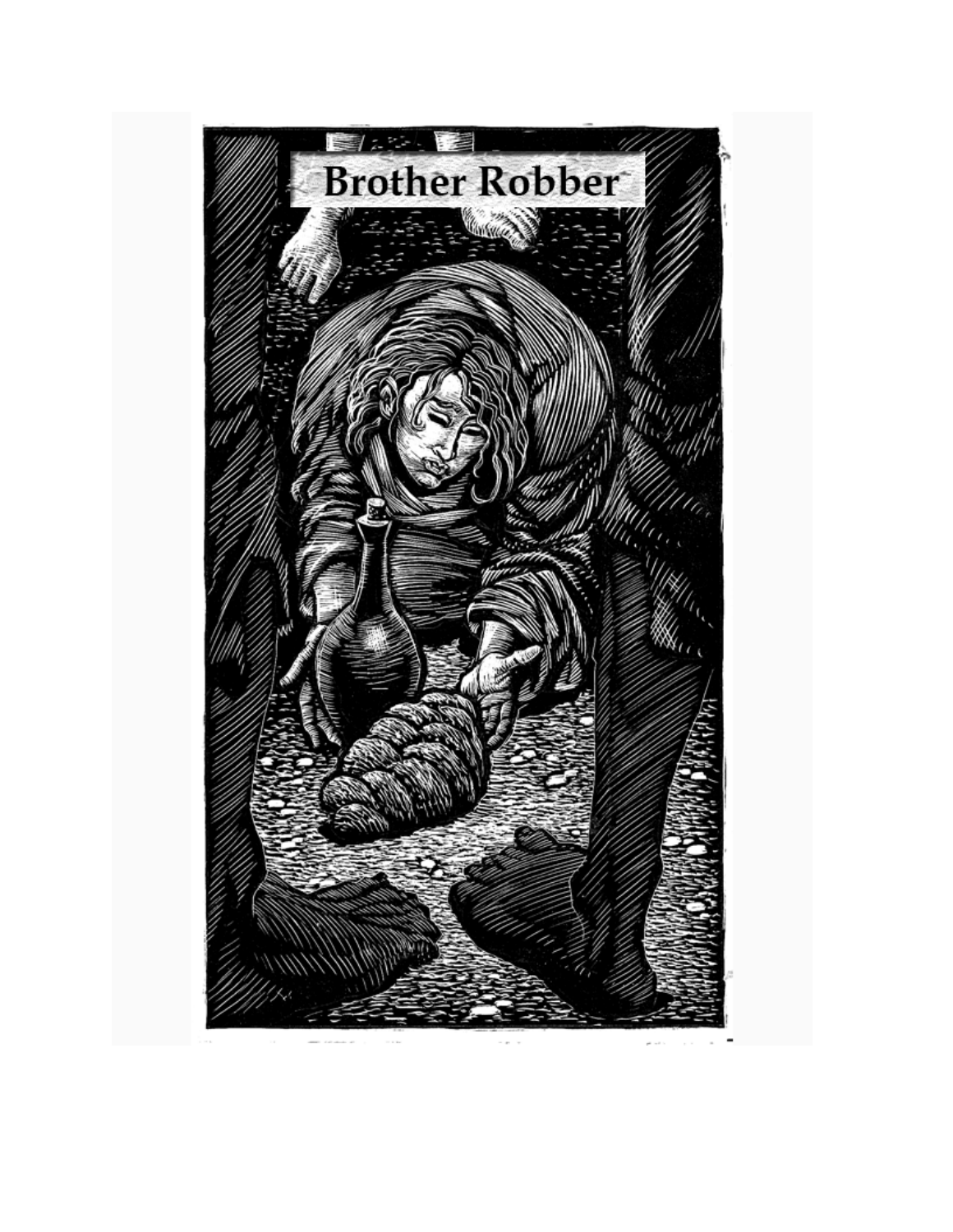# Brother Robber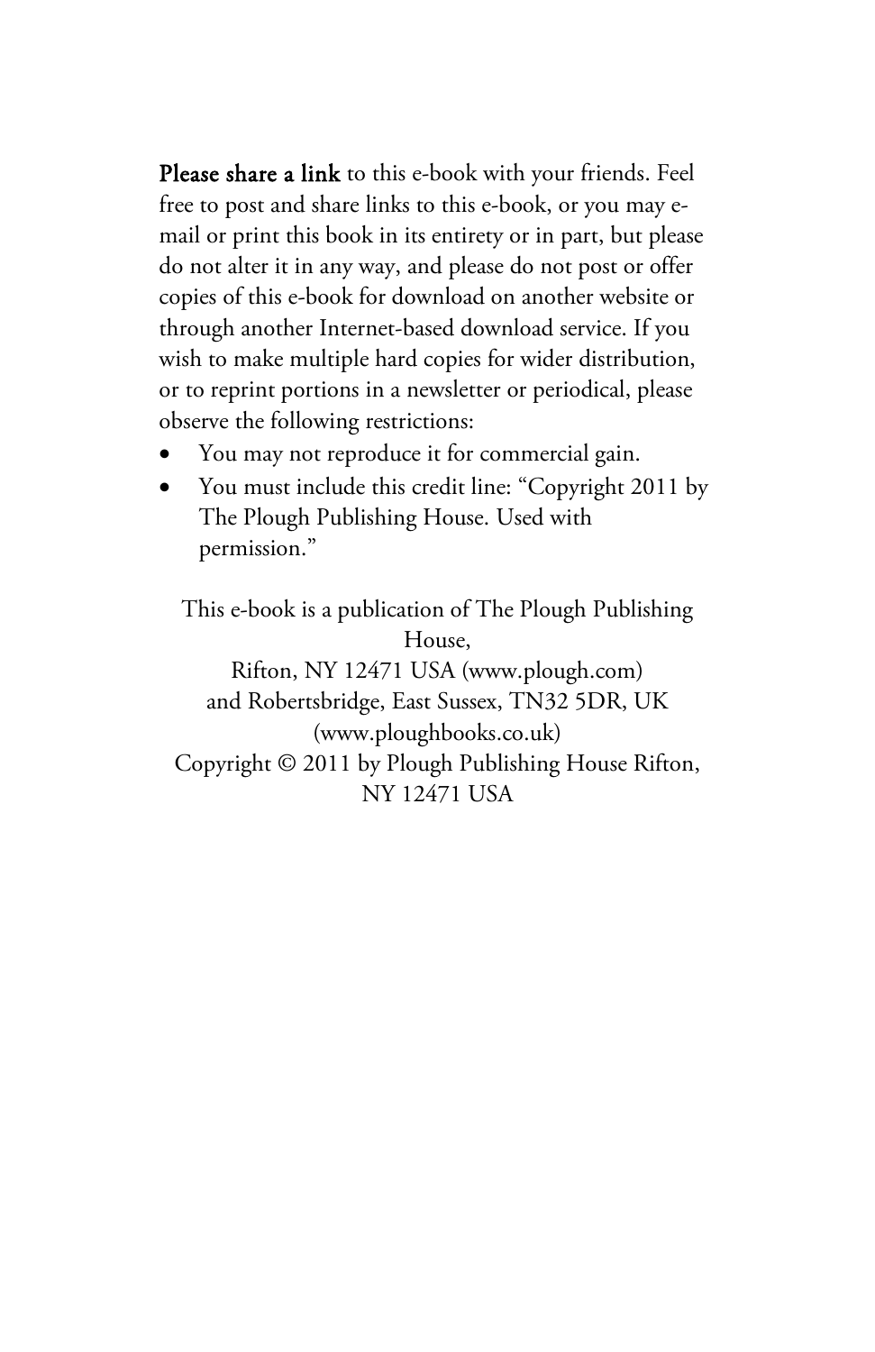**Please share a link** to this e-book with your friends. Feel free to post and share links to this e-book, or you may e-mail or print this book in its entirety or in part, but please do not alter it in any way, and please do not post or offer copies of this e-book for download on another website or through another Internet-based download service. If you wish to make multiple hard copies for wider distribution, or to reprint portions in a newsletter or periodical, please observe the following restrictions:

- You may not reproduce it for commercial gain.
- You must include this credit line: "Copyright 2011 by The Plough Publishing House. Used with permission."

This e-book is a publication of The Plough Publishing House,
Rifton, NY 12471 USA (www.plough.com)
and Robertsbridge, East Sussex, TN32 5DR, UK (www.ploughbooks.co.uk)
Copyright © 2011 by Plough Publishing House Rifton, NY 12471 USA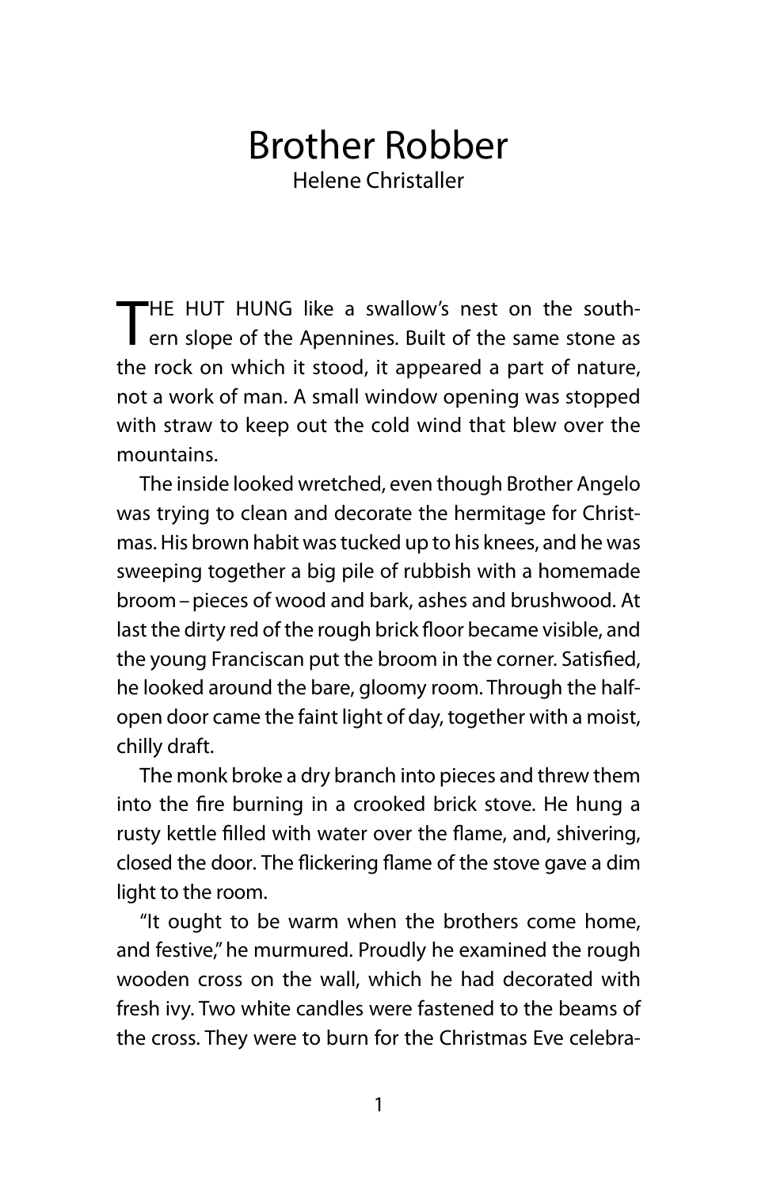# Brother Robber

Helene Christaller

THE HUT HUNG like a swallow's nest on the southern slope of the Apennines. Built of the same stone as the rock on which it stood, it appeared a part of nature, not a work of man. A small window opening was stopped with straw to keep out the cold wind that blew over the mountains.

The inside looked wretched, even though Brother Angelo was trying to clean and decorate the hermitage for Christmas. His brown habit was tucked up to his knees, and he was sweeping together a big pile of rubbish with a homemade broom – pieces of wood and bark, ashes and brushwood. At last the dirty red of the rough brick floor became visible, and the young Franciscan put the broom in the corner. Satisfied, he looked around the bare, gloomy room. Through the half-open door came the faint light of day, together with a moist, chilly draft.

The monk broke a dry branch into pieces and threw them into the fire burning in a crooked brick stove. He hung a rusty kettle filled with water over the flame, and, shivering, closed the door. The flickering flame of the stove gave a dim light to the room.

"It ought to be warm when the brothers come home, and festive," he murmured. Proudly he examined the rough wooden cross on the wall, which he had decorated with fresh ivy. Two white candles were fastened to the beams of the cross. They were to burn for the Christmas Eve celebra-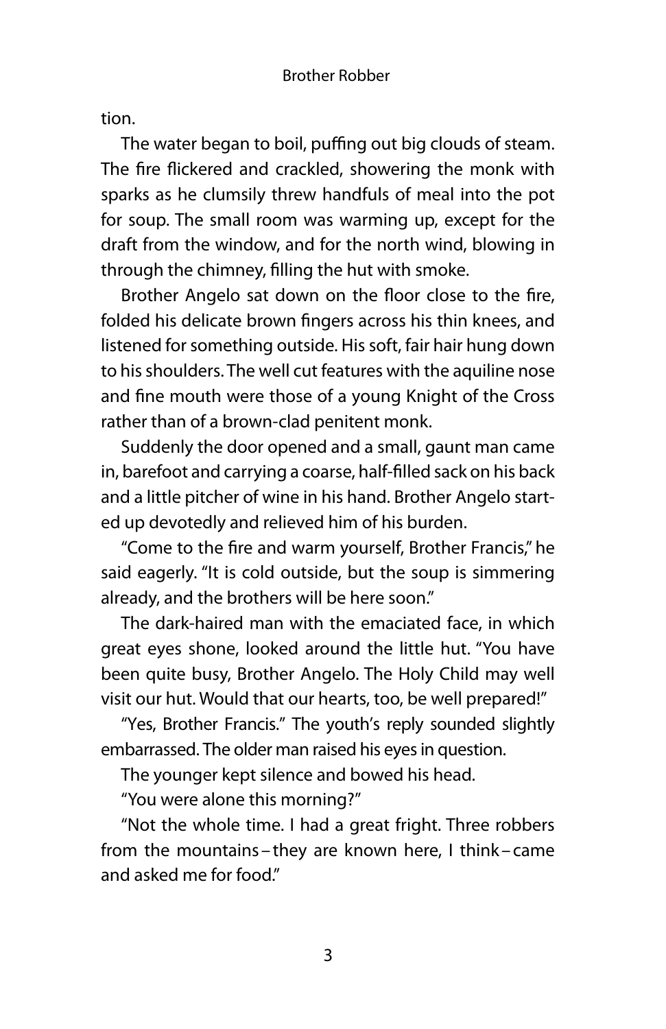tion.

The water began to boil, puffing out big clouds of steam. The fire flickered and crackled, showering the monk with sparks as he clumsily threw handfuls of meal into the pot for soup. The small room was warming up, except for the draft from the window, and for the north wind, blowing in through the chimney, filling the hut with smoke.

Brother Angelo sat down on the floor close to the fire, folded his delicate brown fingers across his thin knees, and listened for something outside. His soft, fair hair hung down to his shoulders. The well cut features with the aquiline nose and fine mouth were those of a young Knight of the Cross rather than of a brown-clad penitent monk.

Suddenly the door opened and a small, gaunt man came in, barefoot and carrying a coarse, half-filled sack on his back and a little pitcher of wine in his hand. Brother Angelo started up devotedly and relieved him of his burden.

"Come to the fire and warm yourself, Brother Francis," he said eagerly. "It is cold outside, but the soup is simmering already, and the brothers will be here soon."

The dark-haired man with the emaciated face, in which great eyes shone, looked around the little hut. "You have been quite busy, Brother Angelo. The Holy Child may well visit our hut. Would that our hearts, too, be well prepared!"

"Yes, Brother Francis." The youth's reply sounded slightly embarrassed. The older man raised his eyes in question.

The younger kept silence and bowed his head.

"You were alone this morning?"

"Not the whole time. I had a great fright. Three robbers from the mountains – they are known here, I think – came and asked me for food."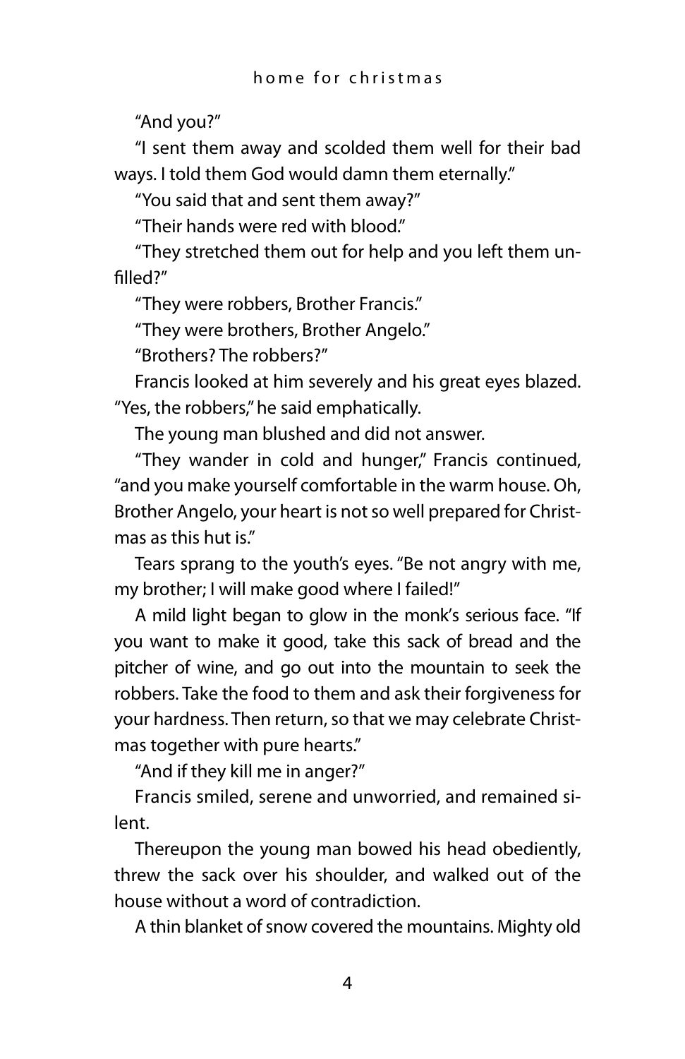"And you?"

"I sent them away and scolded them well for their bad ways. I told them God would damn them eternally."

"You said that and sent them away?"

"Their hands were red with blood."

"They stretched them out for help and you left them unfilled?"

"They were robbers, Brother Francis."

"They were brothers, Brother Angelo."

"Brothers? The robbers?"

Francis looked at him severely and his great eyes blazed. "Yes, the robbers," he said emphatically.

The young man blushed and did not answer.

"They wander in cold and hunger," Francis continued, "and you make yourself comfortable in the warm house. Oh, Brother Angelo, your heart is not so well prepared for Christmas as this hut is."

Tears sprang to the youth's eyes. "Be not angry with me, my brother; I will make good where I failed!"

A mild light began to glow in the monk's serious face. "If you want to make it good, take this sack of bread and the pitcher of wine, and go out into the mountain to seek the robbers. Take the food to them and ask their forgiveness for your hardness. Then return, so that we may celebrate Christmas together with pure hearts."

"And if they kill me in anger?"

Francis smiled, serene and unworried, and remained silent.

Thereupon the young man bowed his head obediently, threw the sack over his shoulder, and walked out of the house without a word of contradiction.

A thin blanket of snow covered the mountains. Mighty old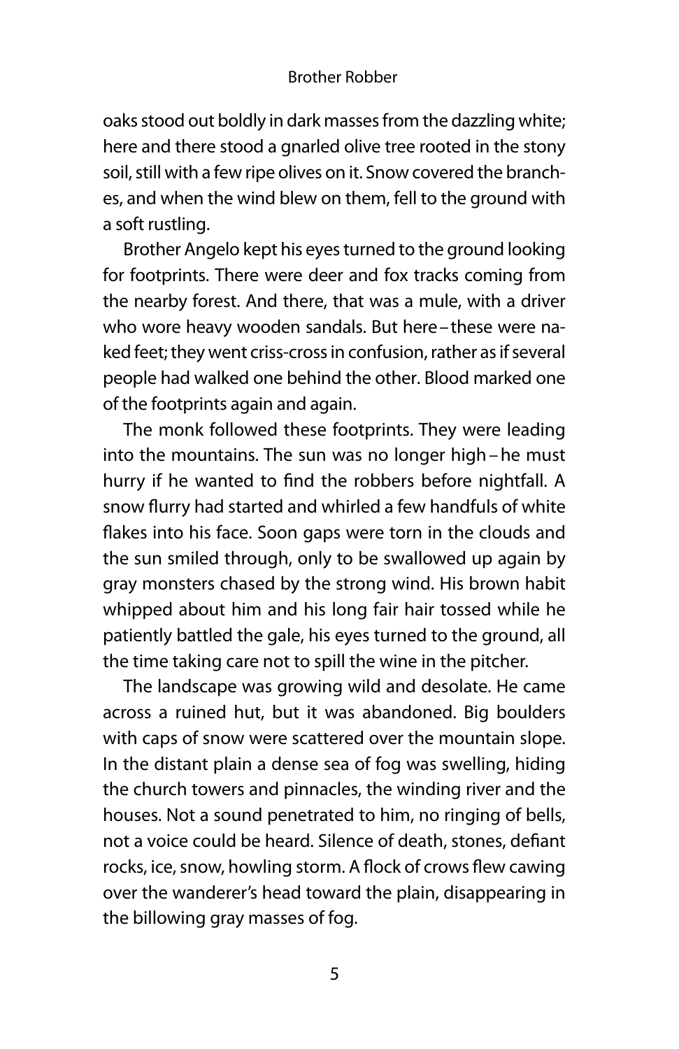oaks stood out boldly in dark masses from the dazzling white; here and there stood a gnarled olive tree rooted in the stony soil, still with a few ripe olives on it. Snow covered the branches, and when the wind blew on them, fell to the ground with a soft rustling.

Brother Angelo kept his eyes turned to the ground looking for footprints. There were deer and fox tracks coming from the nearby forest. And there, that was a mule, with a driver who wore heavy wooden sandals. But here – these were naked feet; they went criss-cross in confusion, rather as if several people had walked one behind the other. Blood marked one of the footprints again and again.

The monk followed these footprints. They were leading into the mountains. The sun was no longer high – he must hurry if he wanted to find the robbers before nightfall. A snow flurry had started and whirled a few handfuls of white flakes into his face. Soon gaps were torn in the clouds and the sun smiled through, only to be swallowed up again by gray monsters chased by the strong wind. His brown habit whipped about him and his long fair hair tossed while he patiently battled the gale, his eyes turned to the ground, all the time taking care not to spill the wine in the pitcher.

The landscape was growing wild and desolate. He came across a ruined hut, but it was abandoned. Big boulders with caps of snow were scattered over the mountain slope. In the distant plain a dense sea of fog was swelling, hiding the church towers and pinnacles, the winding river and the houses. Not a sound penetrated to him, no ringing of bells, not a voice could be heard. Silence of death, stones, defiant rocks, ice, snow, howling storm. A flock of crows flew cawing over the wanderer's head toward the plain, disappearing in the billowing gray masses of fog.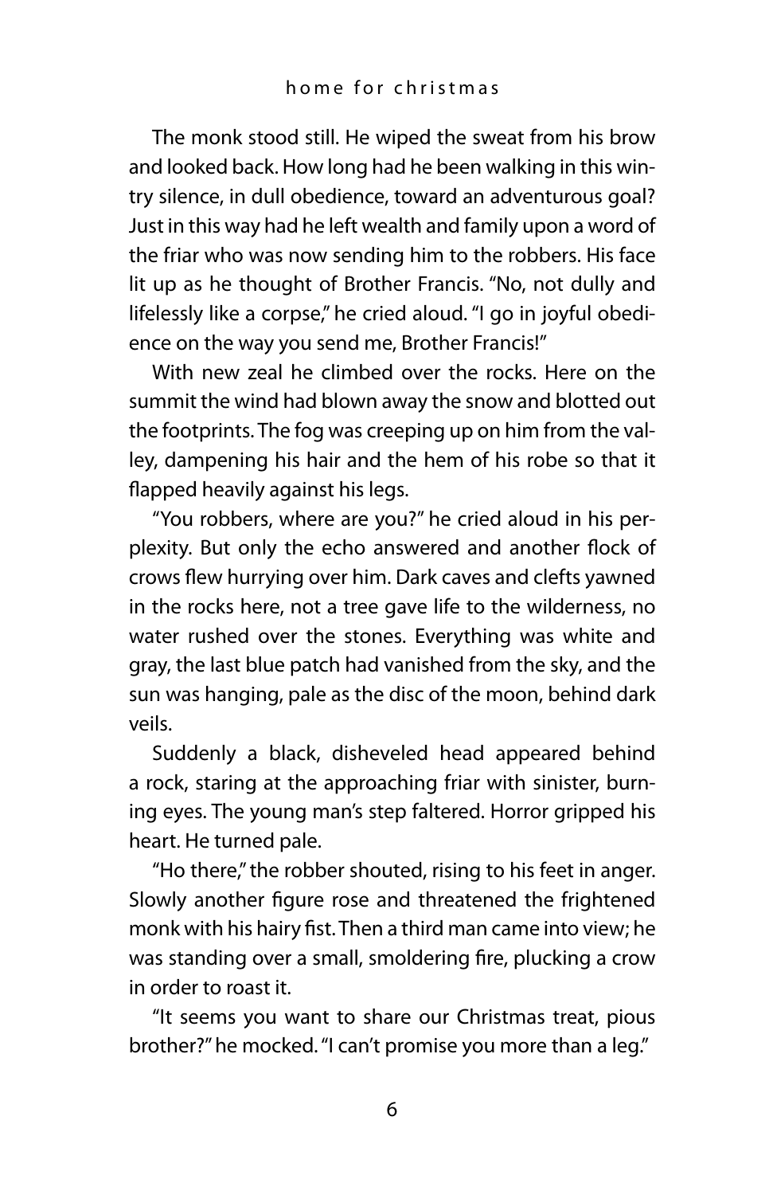The monk stood still. He wiped the sweat from his brow and looked back. How long had he been walking in this wintry silence, in dull obedience, toward an adventurous goal? Just in this way had he left wealth and family upon a word of the friar who was now sending him to the robbers. His face lit up as he thought of Brother Francis. "No, not dully and lifelessly like a corpse," he cried aloud. "I go in joyful obedience on the way you send me, Brother Francis!"

With new zeal he climbed over the rocks. Here on the summit the wind had blown away the snow and blotted out the footprints. The fog was creeping up on him from the valley, dampening his hair and the hem of his robe so that it flapped heavily against his legs.

"You robbers, where are you?" he cried aloud in his perplexity. But only the echo answered and another flock of crows flew hurrying over him. Dark caves and clefts yawned in the rocks here, not a tree gave life to the wilderness, no water rushed over the stones. Everything was white and gray, the last blue patch had vanished from the sky, and the sun was hanging, pale as the disc of the moon, behind dark veils.

Suddenly a black, disheveled head appeared behind a rock, staring at the approaching friar with sinister, burning eyes. The young man's step faltered. Horror gripped his heart. He turned pale.

"Ho there," the robber shouted, rising to his feet in anger. Slowly another figure rose and threatened the frightened monk with his hairy fist. Then a third man came into view; he was standing over a small, smoldering fire, plucking a crow in order to roast it.

"It seems you want to share our Christmas treat, pious brother?" he mocked. "I can't promise you more than a leg."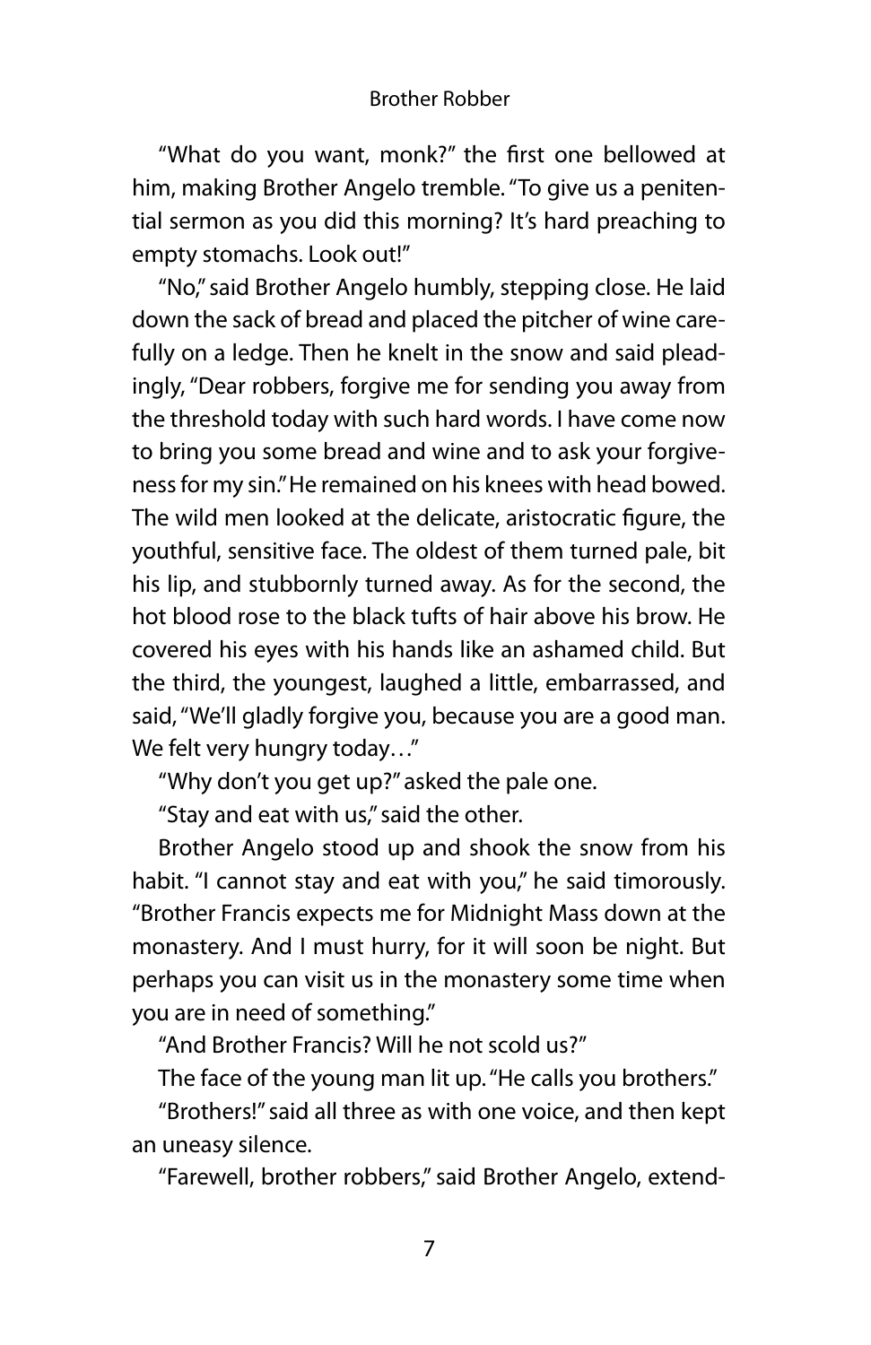"What do you want, monk?" the first one bellowed at him, making Brother Angelo tremble. "To give us a penitential sermon as you did this morning? It's hard preaching to empty stomachs. Look out!"

"No," said Brother Angelo humbly, stepping close. He laid down the sack of bread and placed the pitcher of wine carefully on a ledge. Then he knelt in the snow and said pleadingly, "Dear robbers, forgive me for sending you away from the threshold today with such hard words. I have come now to bring you some bread and wine and to ask your forgiveness for my sin." He remained on his knees with head bowed. The wild men looked at the delicate, aristocratic figure, the youthful, sensitive face. The oldest of them turned pale, bit his lip, and stubbornly turned away. As for the second, the hot blood rose to the black tufts of hair above his brow. He covered his eyes with his hands like an ashamed child. But the third, the youngest, laughed a little, embarrassed, and said, "We'll gladly forgive you, because you are a good man. We felt very hungry today…"

"Why don't you get up?" asked the pale one.

"Stay and eat with us," said the other.

Brother Angelo stood up and shook the snow from his habit. "I cannot stay and eat with you," he said timorously. "Brother Francis expects me for Midnight Mass down at the monastery. And I must hurry, for it will soon be night. But perhaps you can visit us in the monastery some time when you are in need of something."

"And Brother Francis? Will he not scold us?"

The face of the young man lit up. "He calls you brothers."

"Brothers!" said all three as with one voice, and then kept an uneasy silence.

"Farewell, brother robbers," said Brother Angelo, extend-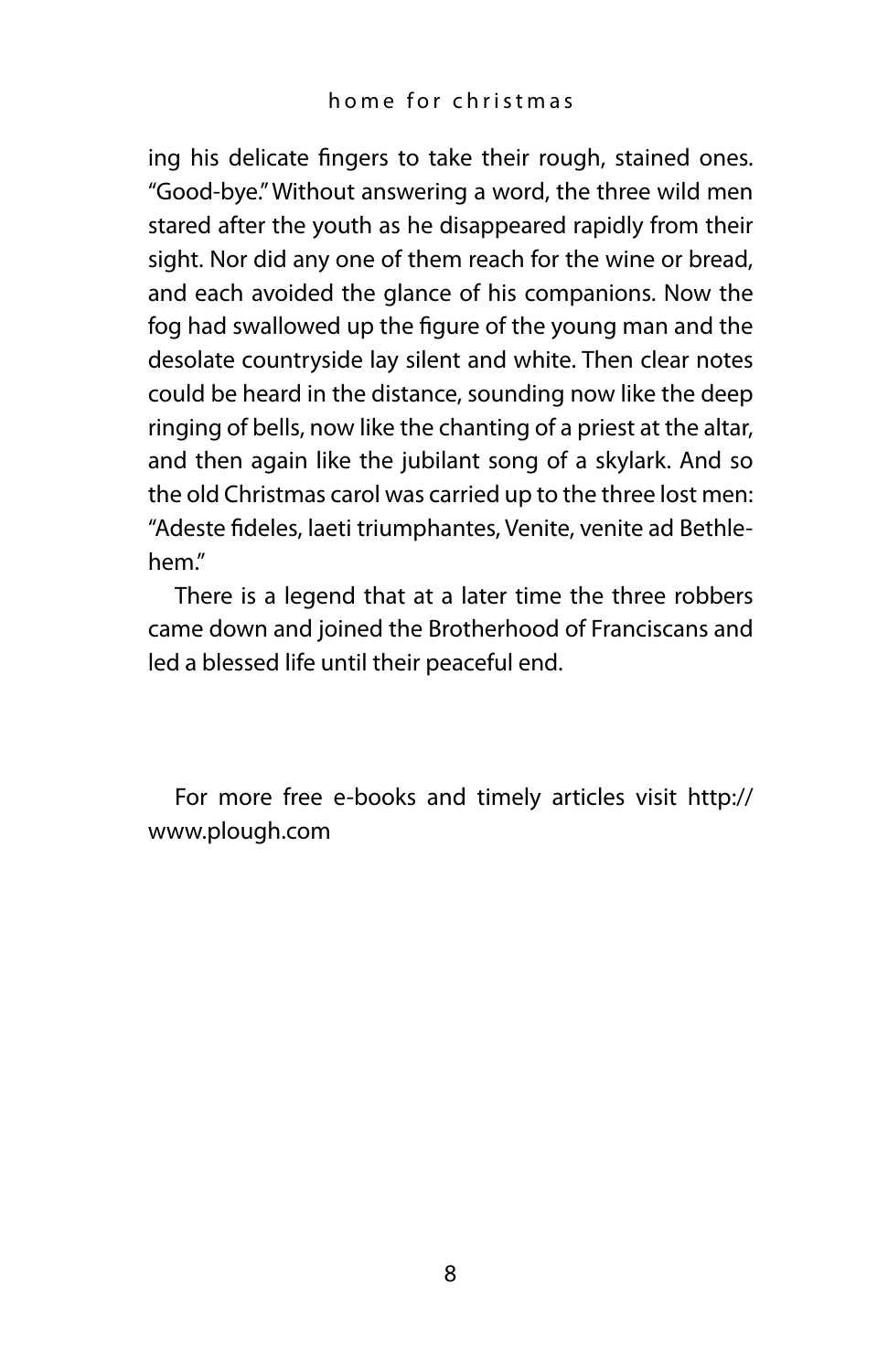ing his delicate fingers to take their rough, stained ones. "Good-bye." Without answering a word, the three wild men stared after the youth as he disappeared rapidly from their sight. Nor did any one of them reach for the wine or bread, and each avoided the glance of his companions. Now the fog had swallowed up the figure of the young man and the desolate countryside lay silent and white. Then clear notes could be heard in the distance, sounding now like the deep ringing of bells, now like the chanting of a priest at the altar, and then again like the jubilant song of a skylark. And so the old Christmas carol was carried up to the three lost men: "Adeste fideles, laeti triumphantes, Venite, venite ad Bethlehem."

There is a legend that at a later time the three robbers came down and joined the Brotherhood of Franciscans and led a blessed life until their peaceful end.

For more free e-books and timely articles visit http://www.plough.com